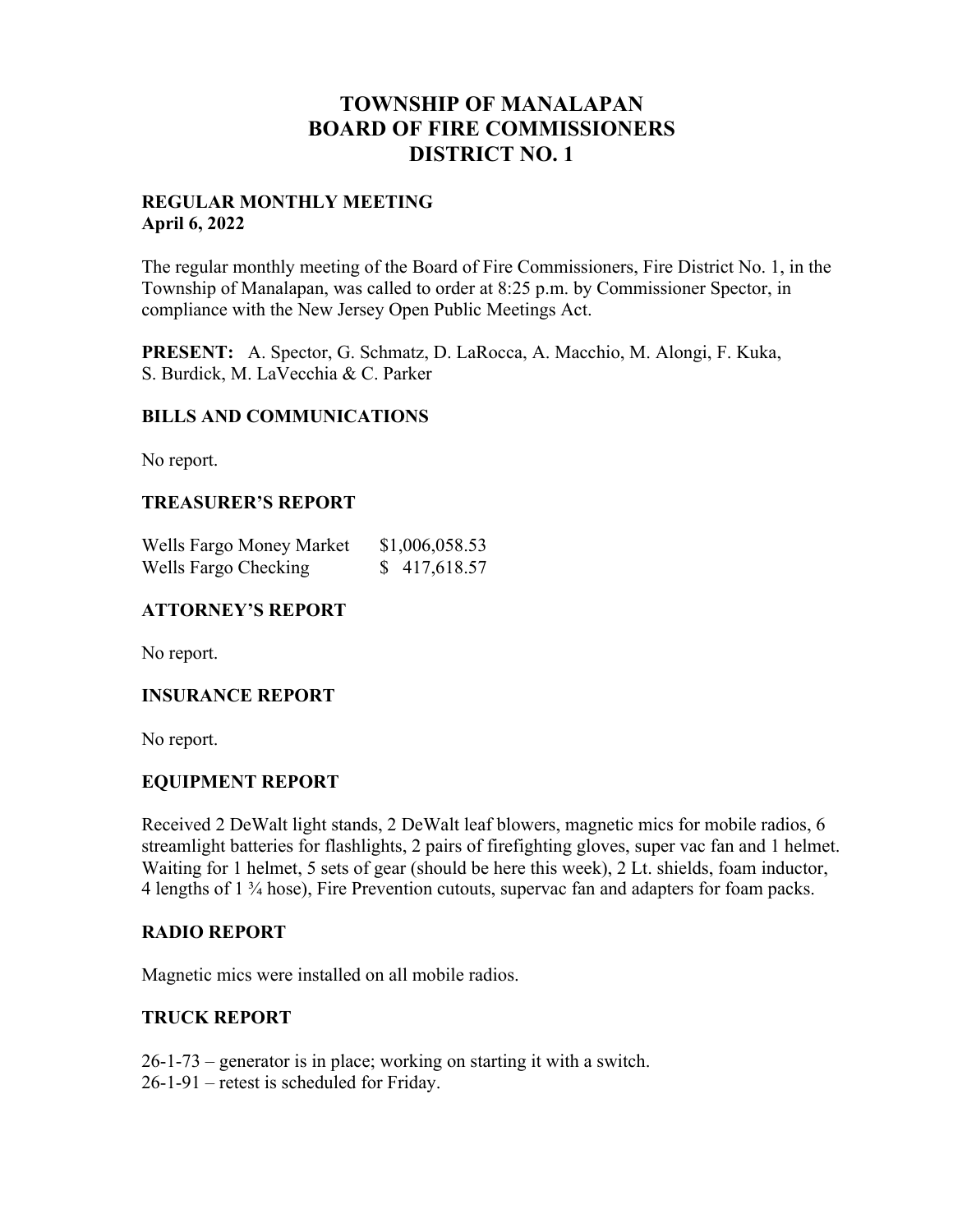# TOWNSHIP OF MANALAPAN
# BOARD OF FIRE COMMISSIONERS
# DISTRICT NO. 1

**REGULAR MONTHLY MEETING**
**April 6, 2022**

The regular monthly meeting of the Board of Fire Commissioners, Fire District No. 1, in the Township of Manalapan, was called to order at 8:25 p.m. by Commissioner Spector, in compliance with the New Jersey Open Public Meetings Act.

**PRESENT:** A. Spector, G. Schmatz, D. LaRocca, A. Macchio, M. Alongi, F. Kuka, S. Burdick, M. LaVecchia & C. Parker

## BILLS AND COMMUNICATIONS

No report.

## TREASURER'S REPORT

| | |
|---|---|
| Wells Fargo Money Market | $1,006,058.53 |
| Wells Fargo Checking | $ 417,618.57 |

## ATTORNEY'S REPORT

No report.

## INSURANCE REPORT

No report.

## EQUIPMENT REPORT

Received 2 DeWalt light stands, 2 DeWalt leaf blowers, magnetic mics for mobile radios, 6 streamlight batteries for flashlights, 2 pairs of firefighting gloves, super vac fan and 1 helmet. Waiting for 1 helmet, 5 sets of gear (should be here this week), 2 Lt. shields, foam inductor, 4 lengths of 1 ¾ hose), Fire Prevention cutouts, supervac fan and adapters for foam packs.

## RADIO REPORT

Magnetic mics were installed on all mobile radios.

## TRUCK REPORT

26-1-73 – generator is in place; working on starting it with a switch.
26-1-91 – retest is scheduled for Friday.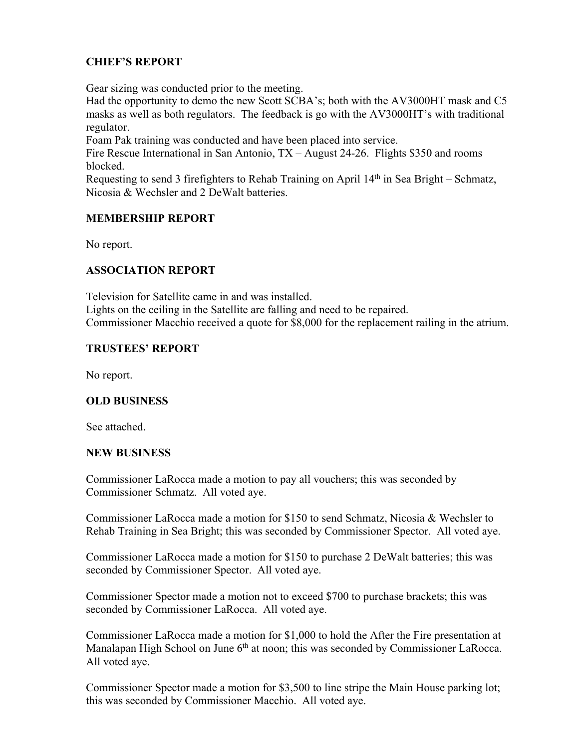## CHIEF'S REPORT

Gear sizing was conducted prior to the meeting.
Had the opportunity to demo the new Scott SCBA's; both with the AV3000HT mask and C5 masks as well as both regulators. The feedback is go with the AV3000HT's with traditional regulator.
Foam Pak training was conducted and have been placed into service.
Fire Rescue International in San Antonio, TX – August 24-26. Flights $350 and rooms blocked.
Requesting to send 3 firefighters to Rehab Training on April 14th in Sea Bright – Schmatz, Nicosia & Wechsler and 2 DeWalt batteries.

## MEMBERSHIP REPORT

No report.

## ASSOCIATION REPORT

Television for Satellite came in and was installed.
Lights on the ceiling in the Satellite are falling and need to be repaired.
Commissioner Macchio received a quote for $8,000 for the replacement railing in the atrium.

## TRUSTEES' REPORT

No report.

## OLD BUSINESS

See attached.

## NEW BUSINESS

Commissioner LaRocca made a motion to pay all vouchers; this was seconded by Commissioner Schmatz. All voted aye.

Commissioner LaRocca made a motion for $150 to send Schmatz, Nicosia & Wechsler to Rehab Training in Sea Bright; this was seconded by Commissioner Spector. All voted aye.

Commissioner LaRocca made a motion for $150 to purchase 2 DeWalt batteries; this was seconded by Commissioner Spector. All voted aye.

Commissioner Spector made a motion not to exceed $700 to purchase brackets; this was seconded by Commissioner LaRocca. All voted aye.

Commissioner LaRocca made a motion for $1,000 to hold the After the Fire presentation at Manalapan High School on June 6th at noon; this was seconded by Commissioner LaRocca. All voted aye.

Commissioner Spector made a motion for $3,500 to line stripe the Main House parking lot; this was seconded by Commissioner Macchio. All voted aye.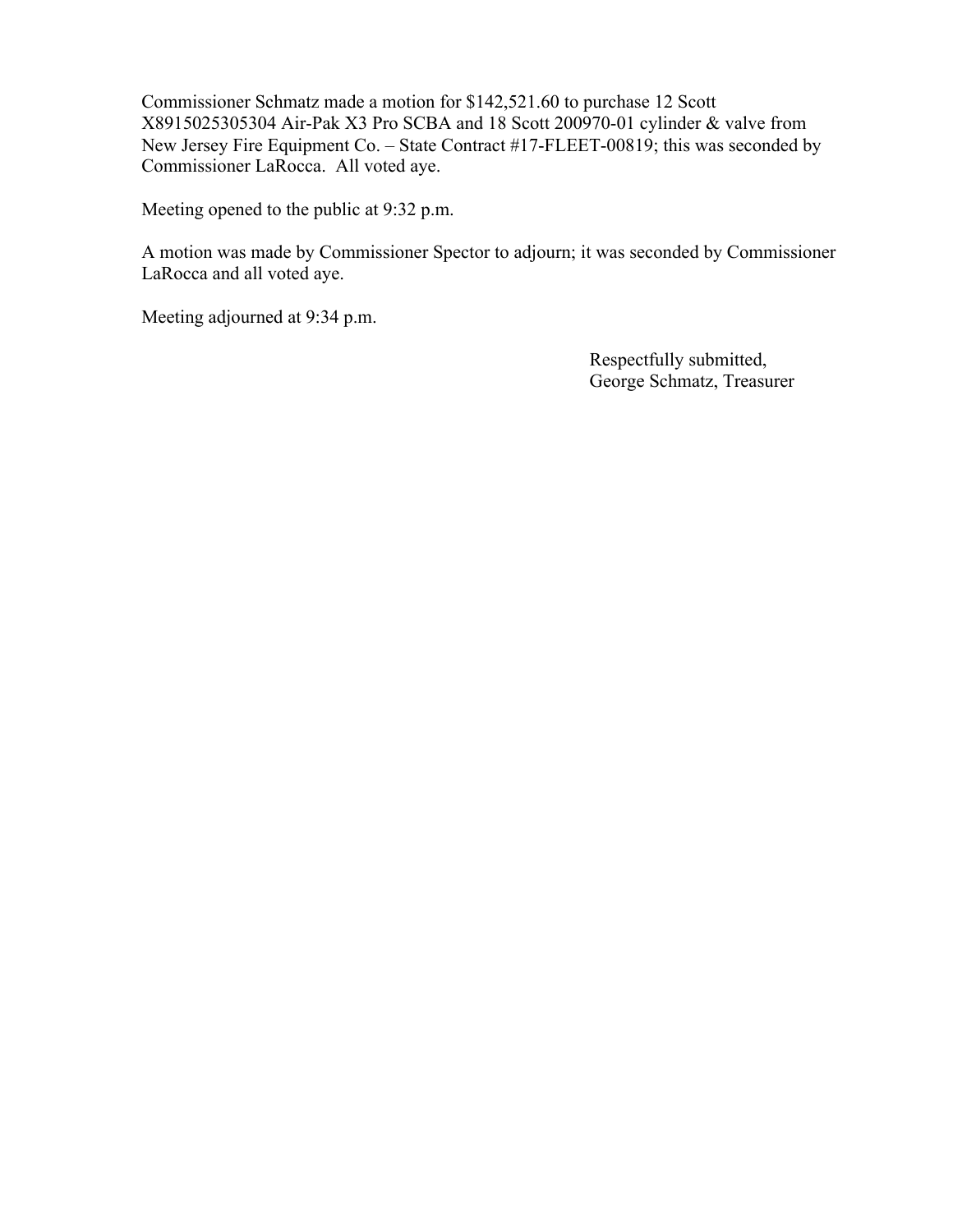Commissioner Schmatz made a motion for $142,521.60 to purchase 12 Scott X8915025305304 Air-Pak X3 Pro SCBA and 18 Scott 200970-01 cylinder & valve from New Jersey Fire Equipment Co. – State Contract #17-FLEET-00819; this was seconded by Commissioner LaRocca. All voted aye.

Meeting opened to the public at 9:32 p.m.

A motion was made by Commissioner Spector to adjourn; it was seconded by Commissioner LaRocca and all voted aye.

Meeting adjourned at 9:34 p.m.

Respectfully submitted,
George Schmatz, Treasurer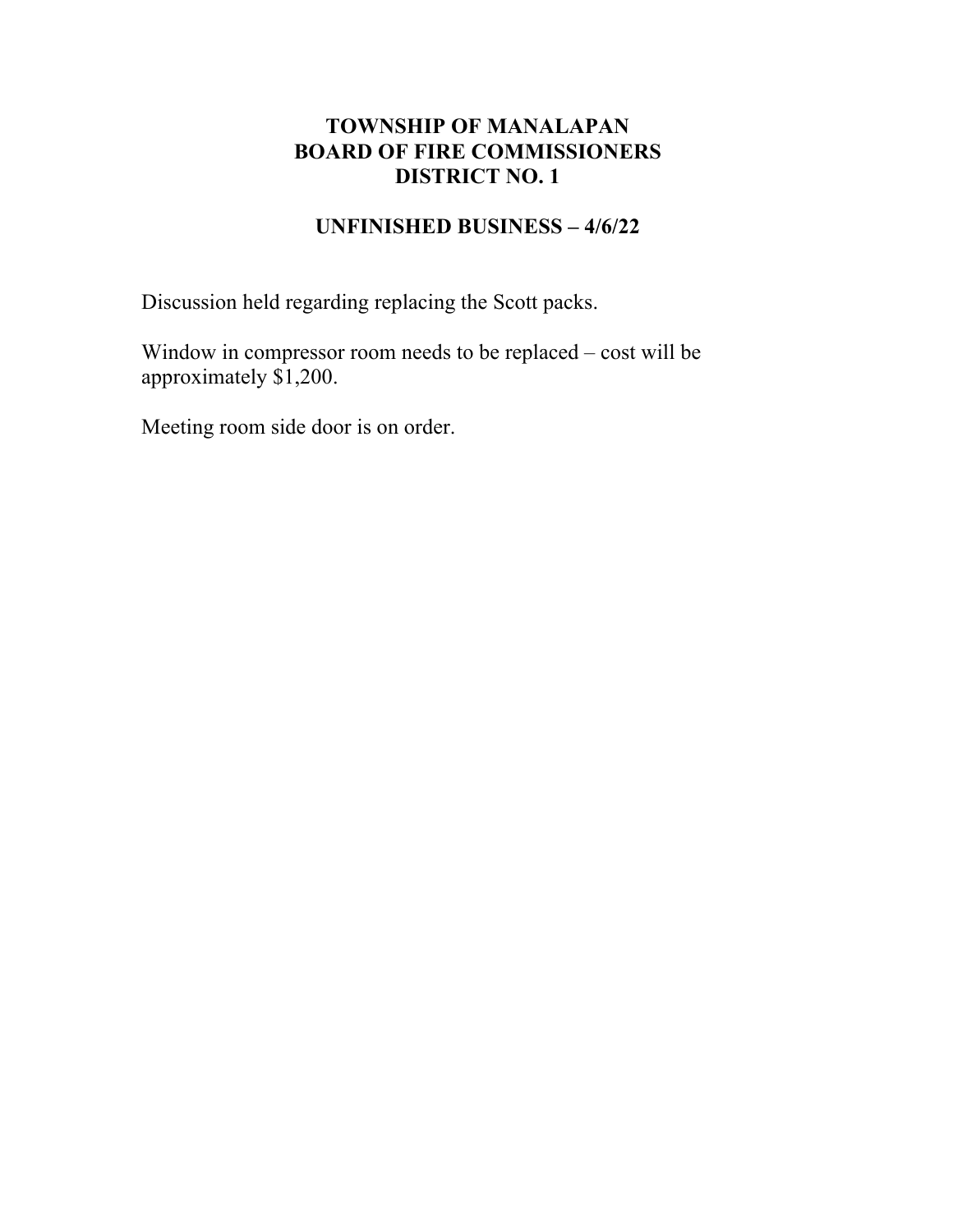# TOWNSHIP OF MANALAPAN
# BOARD OF FIRE COMMISSIONERS
# DISTRICT NO. 1

## UNFINISHED BUSINESS – 4/6/22

Discussion held regarding replacing the Scott packs.

Window in compressor room needs to be replaced – cost will be approximately $1,200.

Meeting room side door is on order.